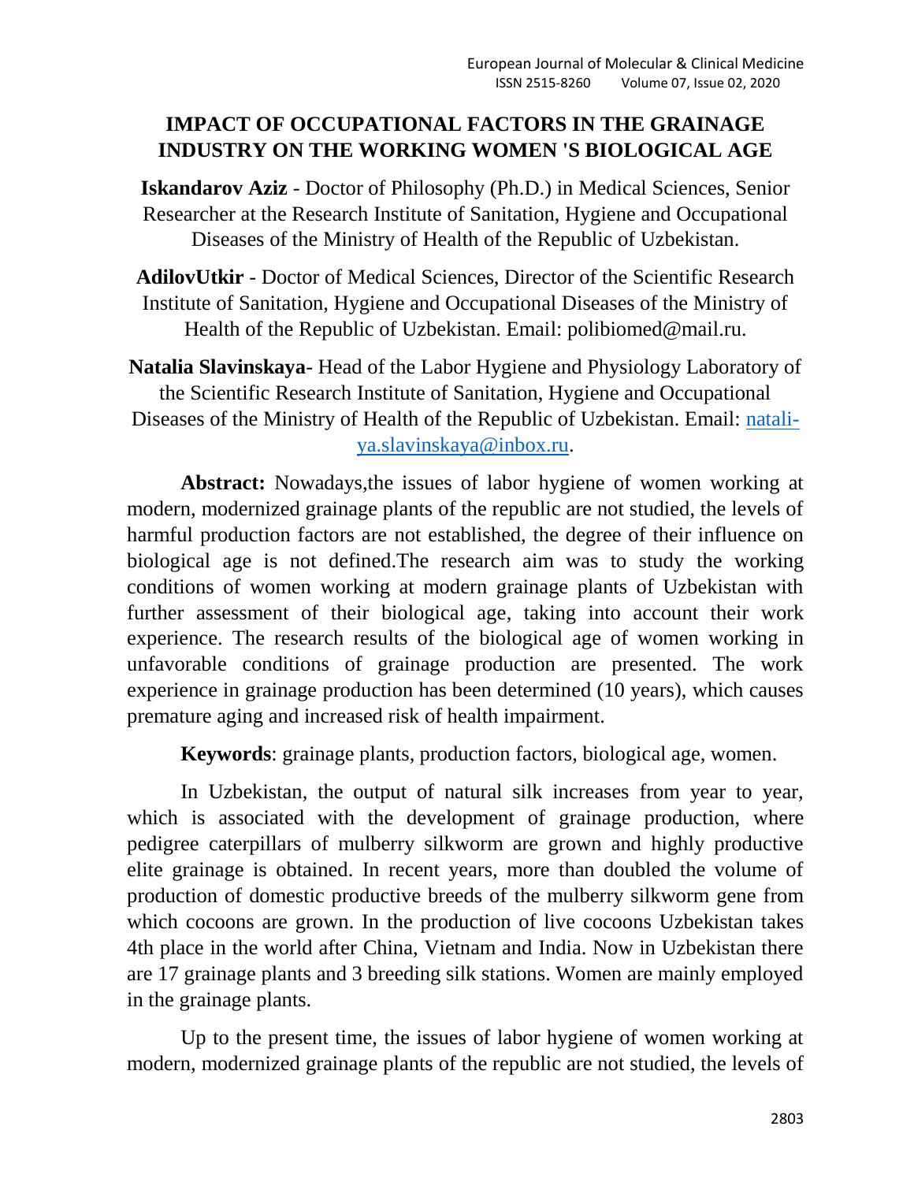# IMPACT OF OCCUPATIONAL FACTORS IN THE GRAINAGE INDUSTRY ON THE WORKING WOMEN 'S BIOLOGICAL AGE

**Iskandarov Aziz** - Doctor of Philosophy (Ph.D.) in Medical Sciences, Senior Researcher at the Research Institute of Sanitation, Hygiene and Occupational Diseases of the Ministry of Health of the Republic of Uzbekistan.

**AdilovUtkir** - Doctor of Medical Sciences, Director of the Scientific Research Institute of Sanitation, Hygiene and Occupational Diseases of the Ministry of Health of the Republic of Uzbekistan. Email: polibiomed@mail.ru.

**Natalia Slavinskaya**- Head of the Labor Hygiene and Physiology Laboratory of the Scientific Research Institute of Sanitation, Hygiene and Occupational Diseases of the Ministry of Health of the Republic of Uzbekistan. Email: natali-ya.slavinskaya@inbox.ru.

**Abstract:** Nowadays,the issues of labor hygiene of women working at modern, modernized grainage plants of the republic are not studied, the levels of harmful production factors are not established, the degree of their influence on biological age is not defined.The research aim was to study the working conditions of women working at modern grainage plants of Uzbekistan with further assessment of their biological age, taking into account their work experience. The research results of the biological age of women working in unfavorable conditions of grainage production are presented. The work experience in grainage production has been determined (10 years), which causes premature aging and increased risk of health impairment.

**Keywords**: grainage plants, production factors, biological age, women.

In Uzbekistan, the output of natural silk increases from year to year, which is associated with the development of grainage production, where pedigree caterpillars of mulberry silkworm are grown and highly productive elite grainage is obtained. In recent years, more than doubled the volume of production of domestic productive breeds of the mulberry silkworm gene from which cocoons are grown. In the production of live cocoons Uzbekistan takes 4th place in the world after China, Vietnam and India. Now in Uzbekistan there are 17 grainage plants and 3 breeding silk stations. Women are mainly employed in the grainage plants.

Up to the present time, the issues of labor hygiene of women working at modern, modernized grainage plants of the republic are not studied, the levels of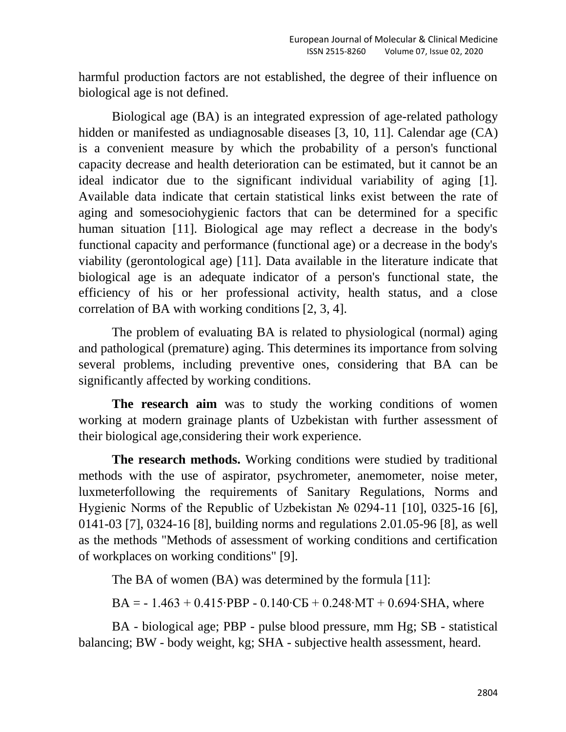harmful production factors are not established, the degree of their influence on biological age is not defined.

Biological age (BA) is an integrated expression of age-related pathology hidden or manifested as undiagnosable diseases [3, 10, 11]. Calendar age (CA) is a convenient measure by which the probability of a person's functional capacity decrease and health deterioration can be estimated, but it cannot be an ideal indicator due to the significant individual variability of aging [1]. Available data indicate that certain statistical links exist between the rate of aging and somesociohygienic factors that can be determined for a specific human situation [11]. Biological age may reflect a decrease in the body's functional capacity and performance (functional age) or a decrease in the body's viability (gerontological age) [11]. Data available in the literature indicate that biological age is an adequate indicator of a person's functional state, the efficiency of his or her professional activity, health status, and a close correlation of BA with working conditions [2, 3, 4].

The problem of evaluating BA is related to physiological (normal) aging and pathological (premature) aging. This determines its importance from solving several problems, including preventive ones, considering that BA can be significantly affected by working conditions.

**The research aim** was to study the working conditions of women working at modern grainage plants of Uzbekistan with further assessment of their biological age,considering their work experience.

**The research methods.** Working conditions were studied by traditional methods with the use of aspirator, psychrometer, anemometer, noise meter, luxmeterfollowing the requirements of Sanitary Regulations, Norms and Hygienic Norms of the Republic of Uzbekistan № 0294-11 [10], 0325-16 [6], 0141-03 [7], 0324-16 [8], building norms and regulations 2.01.05-96 [8], as well as the methods "Methods of assessment of working conditions and certification of workplaces on working conditions" [9].

The BA of women (BA) was determined by the formula [11]:

$$BA = -1.463 + 0.415 \cdot PBP - 0.140 \cdot СБ + 0.248 \cdot MT + 0.694 \cdot SHA, \text{ where}$$

BA - biological age; PBP - pulse blood pressure, mm Hg; SB - statistical balancing; BW - body weight, kg; SHA - subjective health assessment, heard.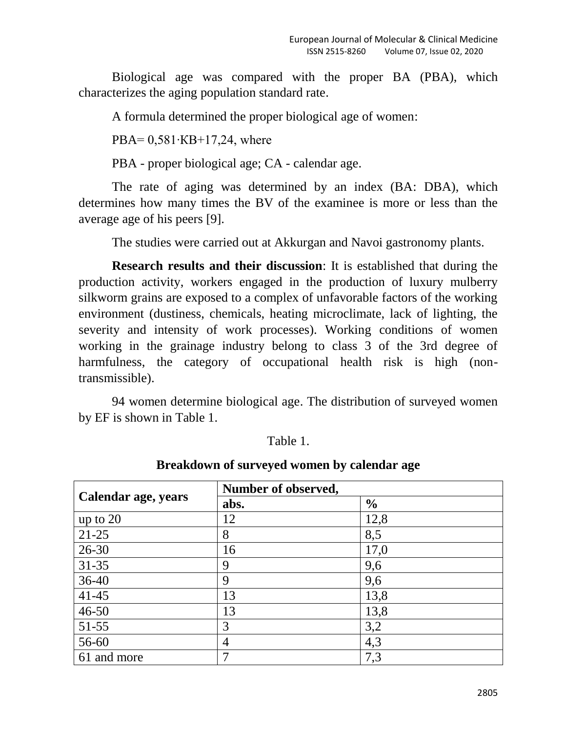Biological age was compared with the proper BA (PBA), which characterizes the aging population standard rate.

A formula determined the proper biological age of women:

$PBA = 0,581 \cdot KB + 17,24$, where

PBA - proper biological age; CA - calendar age.

The rate of aging was determined by an index (BA: DBA), which determines how many times the BV of the examinee is more or less than the average age of his peers [9].

The studies were carried out at Akkurgan and Navoi gastronomy plants.

**Research results and their discussion**: It is established that during the production activity, workers engaged in the production of luxury mulberry silkworm grains are exposed to a complex of unfavorable factors of the working environment (dustiness, chemicals, heating microclimate, lack of lighting, the severity and intensity of work processes). Working conditions of women working in the grainage industry belong to class 3 of the 3rd degree of harmfulness, the category of occupational health risk is high (non-transmissible).

94 women determine biological age. The distribution of surveyed women by EF is shown in Table 1.

Table 1.

**Breakdown of surveyed women by calendar age**

| Calendar age, years | Number of observed, | |
|---|---|---|
| | abs. | % |
| up to 20 | 12 | 12,8 |
| 21-25 | 8 | 8,5 |
| 26-30 | 16 | 17,0 |
| 31-35 | 9 | 9,6 |
| 36-40 | 9 | 9,6 |
| 41-45 | 13 | 13,8 |
| 46-50 | 13 | 13,8 |
| 51-55 | 3 | 3,2 |
| 56-60 | 4 | 4,3 |
| 61 and more | 7 | 7,3 |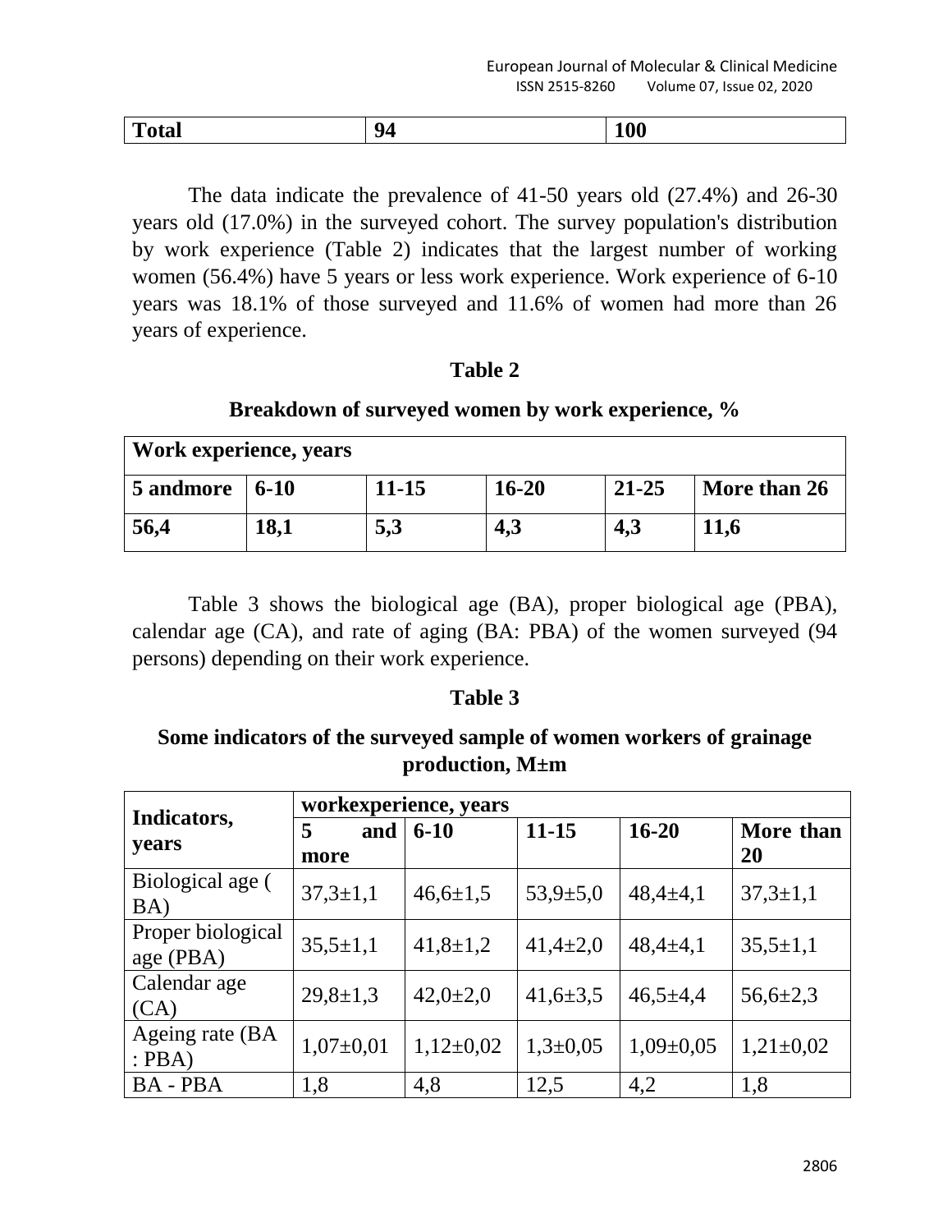| Total | 94 | 100 |
|---|---|---|

The data indicate the prevalence of 41-50 years old (27.4%) and 26-30 years old (17.0%) in the surveyed cohort. The survey population's distribution by work experience (Table 2) indicates that the largest number of working women (56.4%) have 5 years or less work experience. Work experience of 6-10 years was 18.1% of those surveyed and 11.6% of women had more than 26 years of experience.

**Table 2**

**Breakdown of surveyed women by work experience, %**

| Work experience, years | | | | | |
|---|---|---|---|---|---|
| **5 andmore** | **6-10** | **11-15** | **16-20** | **21-25** | **More than 26** |
| **56,4** | **18,1** | **5,3** | **4,3** | **4,3** | **11,6** |

Table 3 shows the biological age (BA), proper biological age (PBA), calendar age (CA), and rate of aging (BA: PBA) of the women surveyed (94 persons) depending on their work experience.

**Table 3**

**Some indicators of the surveyed sample of women workers of grainage production, M±m**

| Indicators, years | workexperience, years | | | | |
|---|---|---|---|---|---|
| | **5 and more** | **6-10** | **11-15** | **16-20** | **More than 20** |
| Biological age ( BA) | 37,3±1,1 | 46,6±1,5 | 53,9±5,0 | 48,4±4,1 | 37,3±1,1 |
| Proper biological age (PBA) | 35,5±1,1 | 41,8±1,2 | 41,4±2,0 | 48,4±4,1 | 35,5±1,1 |
| Calendar age (CA) | 29,8±1,3 | 42,0±2,0 | 41,6±3,5 | 46,5±4,4 | 56,6±2,3 |
| Ageing rate (BA : PBA) | 1,07±0,01 | 1,12±0,02 | 1,3±0,05 | 1,09±0,05 | 1,21±0,02 |
| BA - PBA | 1,8 | 4,8 | 12,5 | 4,2 | 1,8 |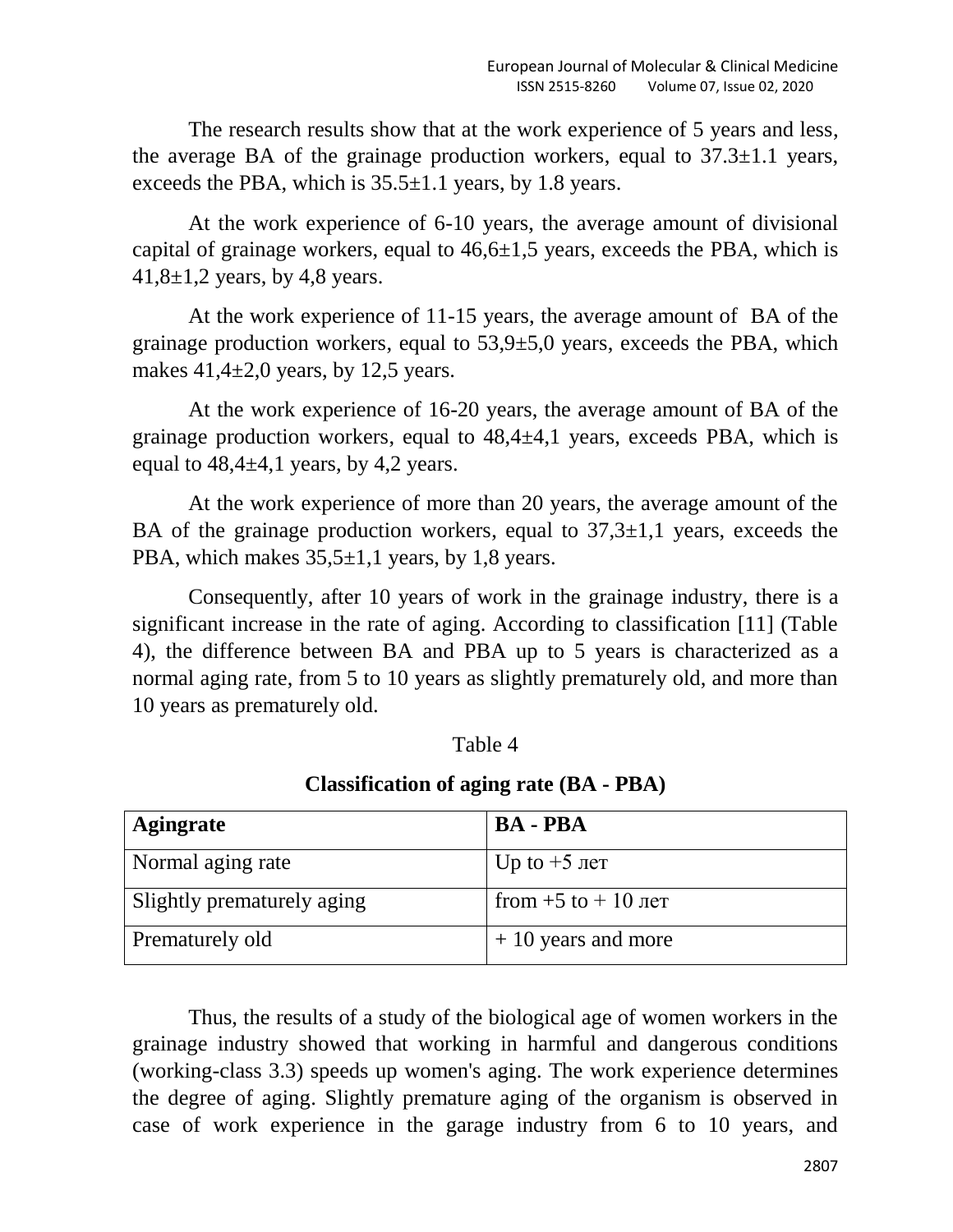The research results show that at the work experience of 5 years and less, the average BA of the grainage production workers, equal to 37.3±1.1 years, exceeds the PBA, which is 35.5±1.1 years, by 1.8 years.

At the work experience of 6-10 years, the average amount of divisional capital of grainage workers, equal to 46,6±1,5 years, exceeds the PBA, which is 41,8±1,2 years, by 4,8 years.

At the work experience of 11-15 years, the average amount of BA of the grainage production workers, equal to 53,9±5,0 years, exceeds the PBA, which makes 41,4±2,0 years, by 12,5 years.

At the work experience of 16-20 years, the average amount of BA of the grainage production workers, equal to 48,4±4,1 years, exceeds PBA, which is equal to 48,4±4,1 years, by 4,2 years.

At the work experience of more than 20 years, the average amount of the BA of the grainage production workers, equal to 37,3±1,1 years, exceeds the PBA, which makes 35,5±1,1 years, by 1,8 years.

Consequently, after 10 years of work in the grainage industry, there is a significant increase in the rate of aging. According to classification [11] (Table 4), the difference between BA and PBA up to 5 years is characterized as a normal aging rate, from 5 to 10 years as slightly prematurely old, and more than 10 years as prematurely old.

Table 4

**Classification of aging rate (BA - PBA)**

| **Agingrate** | **BA - PBA** |
|---|---|
| Normal aging rate | Up to +5 лет |
| Slightly prematurely aging | from +5 to + 10 лет |
| Prematurely old | + 10 years and more |

Thus, the results of a study of the biological age of women workers in the grainage industry showed that working in harmful and dangerous conditions (working-class 3.3) speeds up women's aging. The work experience determines the degree of aging. Slightly premature aging of the organism is observed in case of work experience in the garage industry from 6 to 10 years, and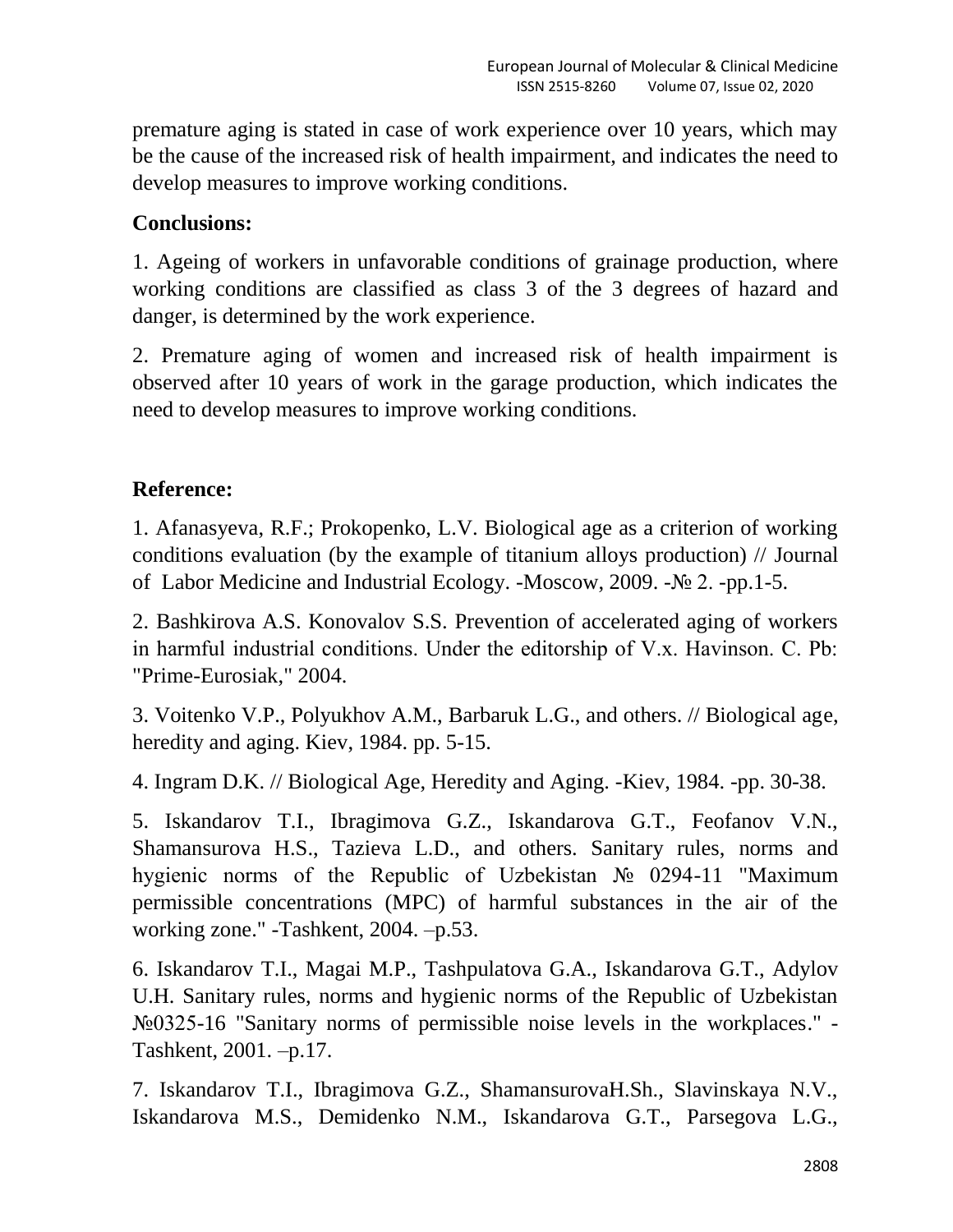premature aging is stated in case of work experience over 10 years, which may be the cause of the increased risk of health impairment, and indicates the need to develop measures to improve working conditions.

## Conclusions:

1. Ageing of workers in unfavorable conditions of grainage production, where working conditions are classified as class 3 of the 3 degrees of hazard and danger, is determined by the work experience.

2. Premature aging of women and increased risk of health impairment is observed after 10 years of work in the garage production, which indicates the need to develop measures to improve working conditions.

## Reference:

1. Afanasyeva, R.F.; Prokopenko, L.V. Biological age as a criterion of working conditions evaluation (by the example of titanium alloys production) // Journal of Labor Medicine and Industrial Ecology. -Moscow, 2009. -№ 2. -pp.1-5.

2. Bashkirova A.S. Konovalov S.S. Prevention of accelerated aging of workers in harmful industrial conditions. Under the editorship of V.x. Havinson. C. Pb: "Prime-Eurosiak," 2004.

3. Voitenko V.P., Polyukhov A.M., Barbaruk L.G., and others. // Biological age, heredity and aging. Kiev, 1984. pp. 5-15.

4. Ingram D.K. // Biological Age, Heredity and Aging. -Kiev, 1984. -pp. 30-38.

5. Iskandarov T.I., Ibragimova G.Z., Iskandarova G.T., Feofanov V.N., Shamansurova H.S., Tazieva L.D., and others. Sanitary rules, norms and hygienic norms of the Republic of Uzbekistan № 0294-11 "Maximum permissible concentrations (MPC) of harmful substances in the air of the working zone." -Tashkent, 2004. –p.53.

6. Iskandarov T.I., Magai M.P., Tashpulatova G.A., Iskandarova G.T., Adylov U.H. Sanitary rules, norms and hygienic norms of the Republic of Uzbekistan №0325-16 "Sanitary norms of permissible noise levels in the workplaces." -Tashkent, 2001. –p.17.

7. Iskandarov T.I., Ibragimova G.Z., ShamansurovaH.Sh., Slavinskaya N.V., Iskandarova M.S., Demidenko N.M., Iskandarova G.T., Parsegova L.G.,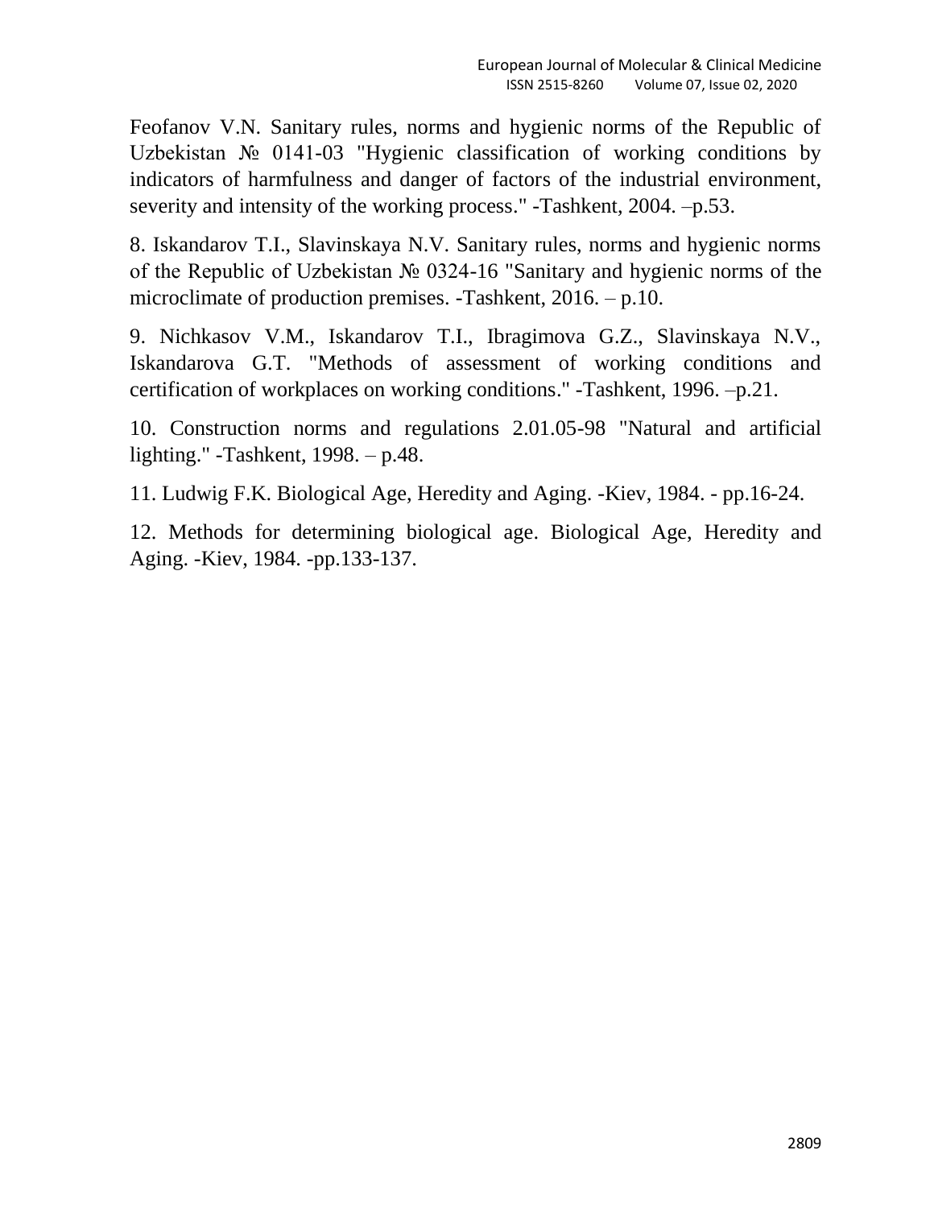Feofanov V.N. Sanitary rules, norms and hygienic norms of the Republic of Uzbekistan № 0141-03 "Hygienic classification of working conditions by indicators of harmfulness and danger of factors of the industrial environment, severity and intensity of the working process." -Tashkent, 2004. –p.53.

8. Iskandarov T.I., Slavinskaya N.V. Sanitary rules, norms and hygienic norms of the Republic of Uzbekistan № 0324-16 "Sanitary and hygienic norms of the microclimate of production premises. -Tashkent, 2016. – p.10.

9. Nichkasov V.M., Iskandarov T.I., Ibragimova G.Z., Slavinskaya N.V., Iskandarova G.T. "Methods of assessment of working conditions and certification of workplaces on working conditions." -Tashkent, 1996. –p.21.

10. Construction norms and regulations 2.01.05-98 "Natural and artificial lighting." -Tashkent, 1998. – p.48.

11. Ludwig F.K. Biological Age, Heredity and Aging. -Kiev, 1984. - pp.16-24.

12. Methods for determining biological age. Biological Age, Heredity and Aging. -Kiev, 1984. -pp.133-137.